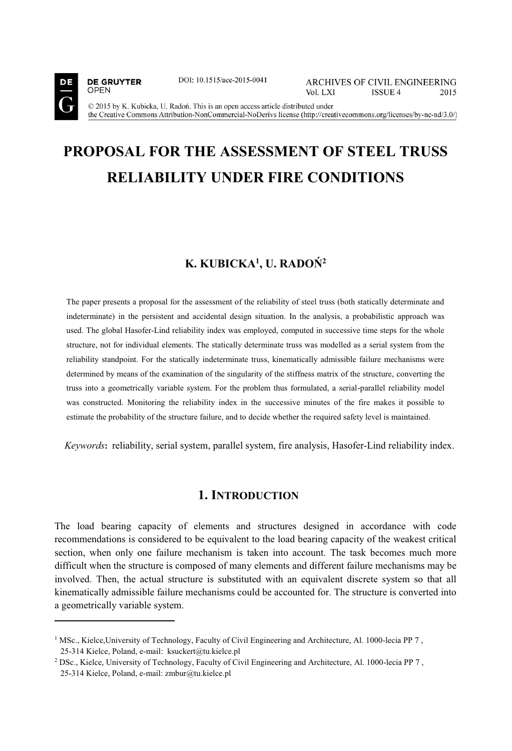# PROPOSAL FOR THE ASSESSMENT OF STEEL TRUSS RELIABILITY UNDER FIRE CONDITIONS

## K. KUBICKA[1], U. RADOŃ[2]

The paper presents a proposal for the assessment of the reliability of steel truss (both statically determinate and indeterminate) in the persistent and accidental design situation. In the analysis, a probabilistic approach was used. The global Hasofer-Lind reliability index was employed, computed in successive time steps for the whole structure, not for individual elements. The statically determinate truss was modelled as a serial system from the reliability standpoint. For the statically indeterminate truss, kinematically admissible failure mechanisms were determined by means of the examination of the singularity of the stiffness matrix of the structure, converting the truss into a geometrically variable system. For the problem thus formulated, a serial-parallel reliability model was constructed. Monitoring the reliability index in the successive minutes of the fire makes it possible to estimate the probability of the structure failure, and to decide whether the required safety level is maintained.

*Keywords*: reliability, serial system, parallel system, fire analysis, Hasofer-Lind reliability index.

## 1. Introduction

The load bearing capacity of elements and structures designed in accordance with code recommendations is considered to be equivalent to the load bearing capacity of the weakest critical section, when only one failure mechanism is taken into account. The task becomes much more difficult when the structure is composed of many elements and different failure mechanisms may be involved. Then, the actual structure is substituted with an equivalent discrete system so that all kinematically admissible failure mechanisms could be accounted for. The structure is converted into a geometrically variable system.

---

[1] MSc., Kielce,University of Technology, Faculty of Civil Engineering and Architecture, Al. 1000-lecia PP 7 , 25-314 Kielce, Poland, e-mail: ksuckert@tu.kielce.pl

[2] DSc., Kielce, University of Technology, Faculty of Civil Engineering and Architecture, Al. 1000-lecia PP 7 , 25-314 Kielce, Poland, e-mail: zmbur@tu.kielce.pl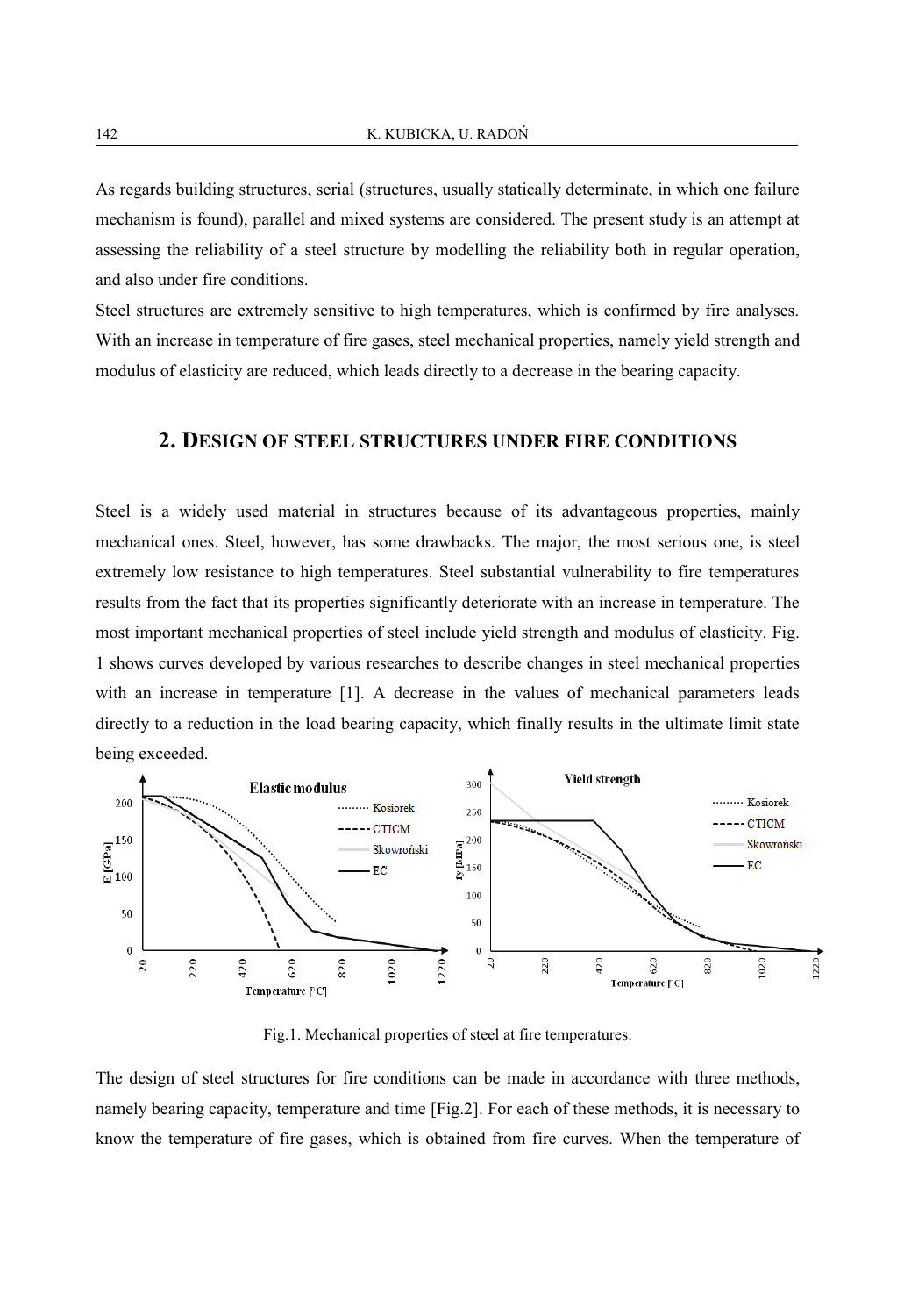As regards building structures, serial (structures, usually statically determinate, in which one failure mechanism is found), parallel and mixed systems are considered. The present study is an attempt at assessing the reliability of a steel structure by modelling the reliability both in regular operation, and also under fire conditions.

Steel structures are extremely sensitive to high temperatures, which is confirmed by fire analyses. With an increase in temperature of fire gases, steel mechanical properties, namely yield strength and modulus of elasticity are reduced, which leads directly to a decrease in the bearing capacity.

## 2. DESIGN OF STEEL STRUCTURES UNDER FIRE CONDITIONS

Steel is a widely used material in structures because of its advantageous properties, mainly mechanical ones. Steel, however, has some drawbacks. The major, the most serious one, is steel extremely low resistance to high temperatures. Steel substantial vulnerability to fire temperatures results from the fact that its properties significantly deteriorate with an increase in temperature. The most important mechanical properties of steel include yield strength and modulus of elasticity. Fig. 1 shows curves developed by various researches to describe changes in steel mechanical properties with an increase in temperature [1]. A decrease in the values of mechanical parameters leads directly to a reduction in the load bearing capacity, which finally results in the ultimate limit state being exceeded.

Fig.1. Mechanical properties of steel at fire temperatures.

The design of steel structures for fire conditions can be made in accordance with three methods, namely bearing capacity, temperature and time [Fig.2]. For each of these methods, it is necessary to know the temperature of fire gases, which is obtained from fire curves. When the temperature of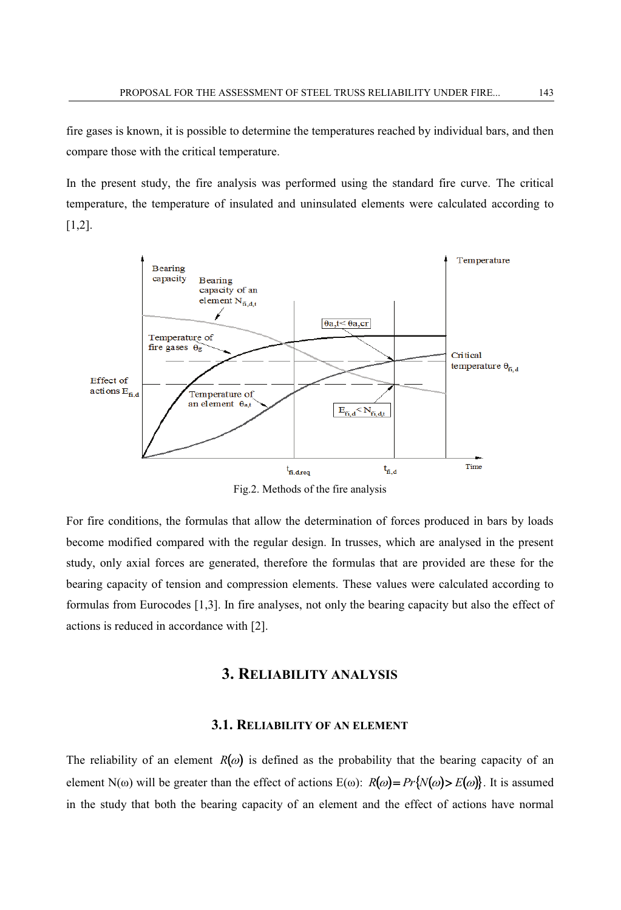fire gases is known, it is possible to determine the temperatures reached by individual bars, and then compare those with the critical temperature.

In the present study, the fire analysis was performed using the standard fire curve. The critical temperature, the temperature of insulated and uninsulated elements were calculated according to [1,2].

Fig.2. Methods of the fire analysis

For fire conditions, the formulas that allow the determination of forces produced in bars by loads become modified compared with the regular design. In trusses, which are analysed in the present study, only axial forces are generated, therefore the formulas that are provided are these for the bearing capacity of tension and compression elements. These values were calculated according to formulas from Eurocodes [1,3]. In fire analyses, not only the bearing capacity but also the effect of actions is reduced in accordance with [2].

## 3. Reliability analysis

### 3.1. Reliability of an element

The reliability of an element $R(\omega)$ is defined as the probability that the bearing capacity of an element N(ω) will be greater than the effect of actions E(ω): $R(\omega) = Pr\{N(\omega) > E(\omega)\}$. It is assumed in the study that both the bearing capacity of an element and the effect of actions have normal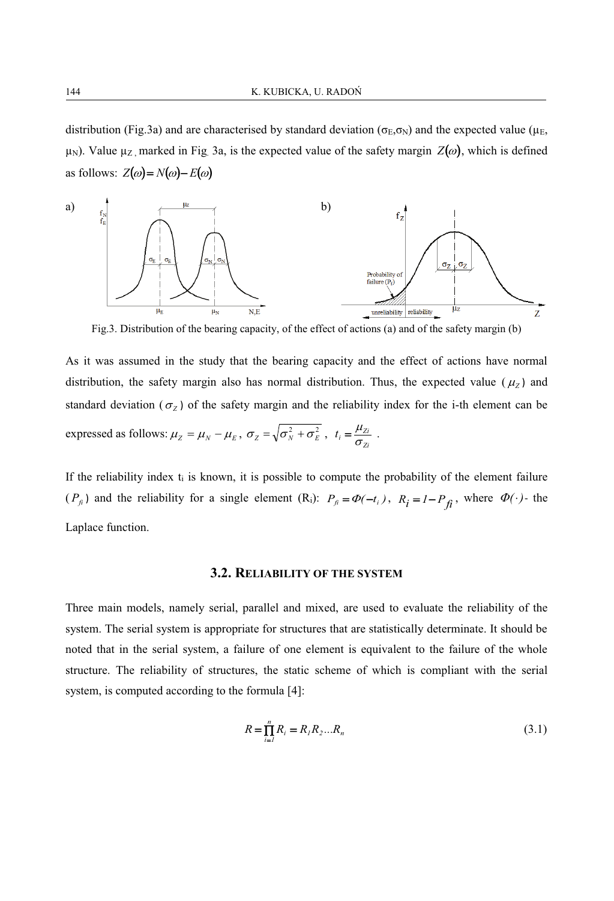distribution (Fig.3a) and are characterised by standard deviation ($\sigma_E$,$\sigma_N$) and the expected value ($\mu_E$, $\mu_N$). Value $\mu_Z$, marked in Fig. 3a, is the expected value of the safety margin $Z(\omega)$, which is defined as follows: $Z(\omega) = N(\omega) - E(\omega)$

Fig.3. Distribution of the bearing capacity, of the effect of actions (a) and of the safety margin (b)

As it was assumed in the study that the bearing capacity and the effect of actions have normal distribution, the safety margin also has normal distribution. Thus, the expected value ($\mu_Z$) and standard deviation ($\sigma_Z$) of the safety margin and the reliability index for the i-th element can be expressed as follows: $\mu_Z = \mu_N - \mu_E$, $\sigma_Z = \sqrt{\sigma_N^2 + \sigma_E^2}$, $t_i = \dfrac{\mu_{Zi}}{\sigma_{Zi}}$.

If the reliability index $t_i$ is known, it is possible to compute the probability of the element failure ($P_{fi}$) and the reliability for a single element ($R_i$): $P_{fi} = \Phi(-t_i)$, $R_i = 1 - P_{fi}$, where $\Phi(\cdot)$- the Laplace function.

### 3.2. Reliability of the system

Three main models, namely serial, parallel and mixed, are used to evaluate the reliability of the system. The serial system is appropriate for structures that are statistically determinate. It should be noted that in the serial system, a failure of one element is equivalent to the failure of the whole structure. The reliability of structures, the static scheme of which is compliant with the serial system, is computed according to the formula [4]:

$$R = \prod_{i=1}^{n} R_i = R_1 R_2 ... R_n \tag{3.1}$$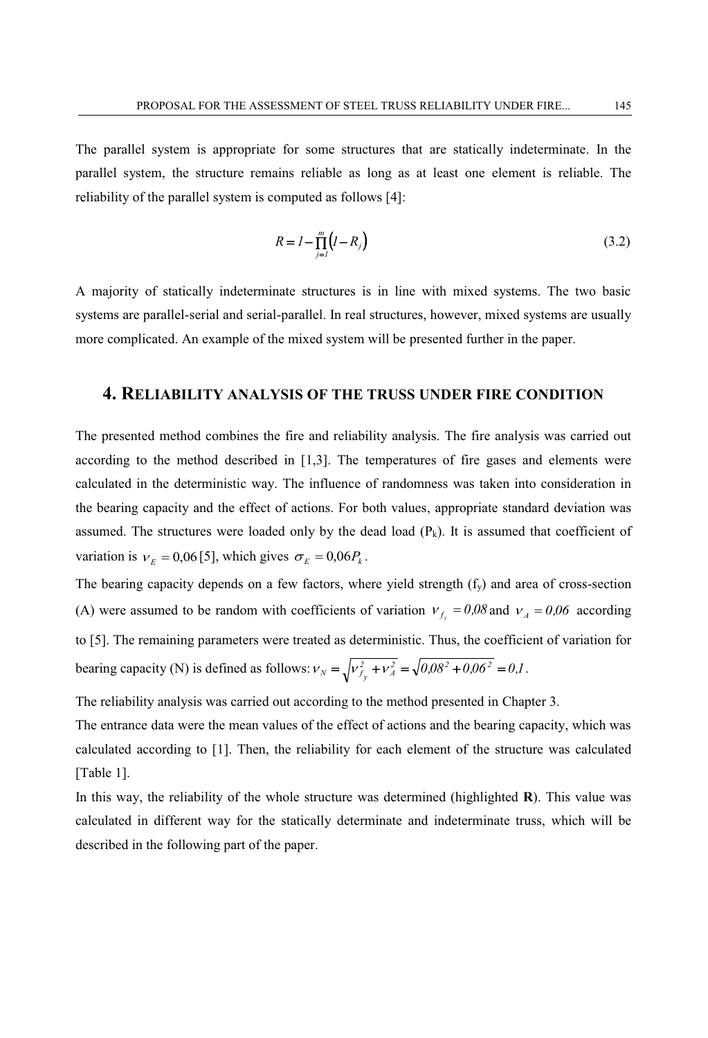The parallel system is appropriate for some structures that are statically indeterminate. In the parallel system, the structure remains reliable as long as at least one element is reliable. The reliability of the parallel system is computed as follows [4]:

$$R = 1 - \prod_{j=1}^{m} \left(1 - R_j\right) \tag{3.2}$$

A majority of statically indeterminate structures is in line with mixed systems. The two basic systems are parallel-serial and serial-parallel. In real structures, however, mixed systems are usually more complicated. An example of the mixed system will be presented further in the paper.

## 4. Reliability analysis of the truss under fire condition

The presented method combines the fire and reliability analysis. The fire analysis was carried out according to the method described in [1,3]. The temperatures of fire gases and elements were calculated in the deterministic way. The influence of randomness was taken into consideration in the bearing capacity and the effect of actions. For both values, appropriate standard deviation was assumed. The structures were loaded only by the dead load ($P_k$). It is assumed that coefficient of variation is $\nu_E = 0{,}06$ [5], which gives $\sigma_E = 0{,}06 P_k$.

The bearing capacity depends on a few factors, where yield strength ($f_y$) and area of cross-section (A) were assumed to be random with coefficients of variation $\nu_{f_y} = 0{,}08$ and $\nu_A = 0{,}06$ according to [5]. The remaining parameters were treated as deterministic. Thus, the coefficient of variation for bearing capacity (N) is defined as follows: $\nu_N = \sqrt{\nu_{f_y}^2 + \nu_A^2} = \sqrt{0{,}08^2 + 0{,}06^2} = 0{,}1$.

The reliability analysis was carried out according to the method presented in Chapter 3.

The entrance data were the mean values of the effect of actions and the bearing capacity, which was calculated according to [1]. Then, the reliability for each element of the structure was calculated [Table 1].

In this way, the reliability of the whole structure was determined (highlighted **R**). This value was calculated in different way for the statically determinate and indeterminate truss, which will be described in the following part of the paper.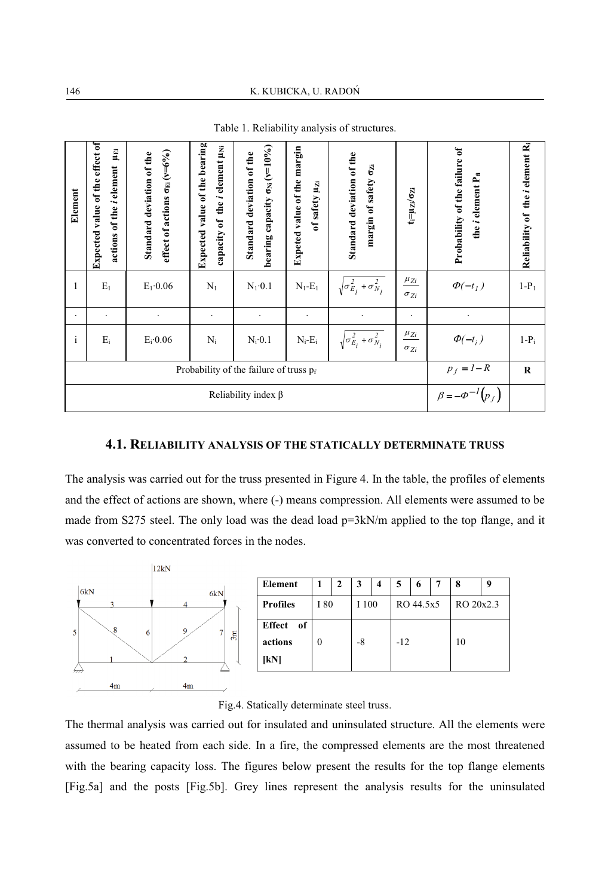Table 1. Reliability analysis of structures.

| Element | Expected value of the effect of actions of the *i* element $\mu_{Ei}$ | Standard deviation of the effect of actions $\sigma_{Ei}$ (v=6%) | Expected value of the bearing capacity of the *i* element $\mu_{Ni}$ | Standard deviation of the bearing capacity $\sigma_{Ni}$ (v=10%) | Expeted value of the margin of safety $\mu_{Zi}$ | Standard deviation of the margin of safety $\sigma_{Zi}$ | $t_i=\mu_{Zi}/\sigma_{Zi}$ | Probability of the failure of the *i* element $P_{fi}$ | Reliability of the *i* element $R_i$ |
|---|---|---|---|---|---|---|---|---|---|
| 1 | $E_1$ | $E_1 \cdot 0.06$ | $N_1$ | $N_1 \cdot 0.1$ | $N_1 - E_1$ | $\sqrt{\sigma_{E_1}^2 + \sigma_{N_1}^2}$ | $\frac{\mu_{Zi}}{\sigma_{Zi}}$ | $\Phi(-t_1)$ | $1-P_1$ |
| . | . | . | . | . | . | . | . | . | |
| i | $E_i$ | $E_i \cdot 0.06$ | $N_i$ | $N_i \cdot 0.1$ | $N_i - E_i$ | $\sqrt{\sigma_{E_i}^2 + \sigma_{N_i}^2}$ | $\frac{\mu_{Zi}}{\sigma_{Zi}}$ | $\Phi(-t_i)$ | $1-P_i$ |
| Probability of the failure of truss $p_f$ | | | | | | | | $p_f = 1 - R$ | R |
| Reliability index $\beta$ | | | | | | | | $\beta = -\Phi^{-1}(p_f)$ | |

### 4.1. RELIABILITY ANALYSIS OF THE STATICALLY DETERMINATE TRUSS

The analysis was carried out for the truss presented in Figure 4. In the table, the profiles of elements and the effect of actions are shown, where (-) means compression. All elements were assumed to be made from S275 steel. The only load was the dead load p=3kN/m applied to the top flange, and it was converted to concentrated forces in the nodes.

| Element | 1 | 2 | 3 | 4 | 5 | 6 | 7 | 8 | 9 |
|---|---|---|---|---|---|---|---|---|---|
| Profiles | I 80 | | I 100 | | RO 44.5x5 | | | RO 20x2.3 | |
| Effect of actions [kN] | 0 | | -8 | | -12 | | | 10 | |

Fig.4. Statically determinate steel truss.

The thermal analysis was carried out for insulated and uninsulated structure. All the elements were assumed to be heated from each side. In a fire, the compressed elements are the most threatened with the bearing capacity loss. The figures below present the results for the top flange elements [Fig.5a] and the posts [Fig.5b]. Grey lines represent the analysis results for the uninsulated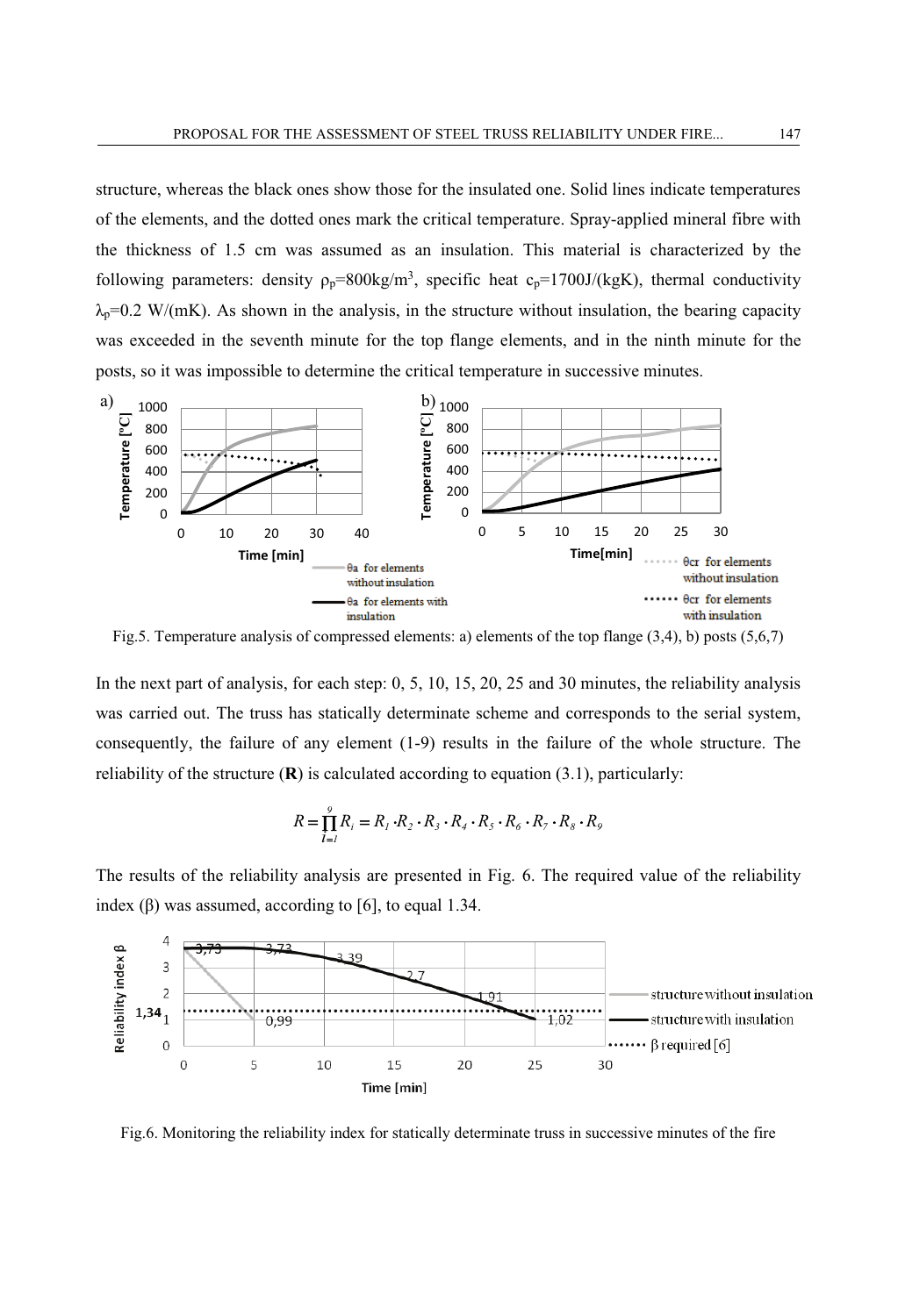structure, whereas the black ones show those for the insulated one. Solid lines indicate temperatures of the elements, and the dotted ones mark the critical temperature. Spray-applied mineral fibre with the thickness of 1.5 cm was assumed as an insulation. This material is characterized by the following parameters: density $\rho_p$=800kg/m$^3$, specific heat $c_p$=1700J/(kgK), thermal conductivity $\lambda_p$=0.2 W/(mK). As shown in the analysis, in the structure without insulation, the bearing capacity was exceeded in the seventh minute for the top flange elements, and in the ninth minute for the posts, so it was impossible to determine the critical temperature in successive minutes.

Fig.5. Temperature analysis of compressed elements: a) elements of the top flange (3,4), b) posts (5,6,7)

In the next part of analysis, for each step: 0, 5, 10, 15, 20, 25 and 30 minutes, the reliability analysis was carried out. The truss has statically determinate scheme and corresponds to the serial system, consequently, the failure of any element (1-9) results in the failure of the whole structure. The reliability of the structure (**R**) is calculated according to equation (3.1), particularly:

$$R = \prod_{i=1}^{9} R_i = R_1 \cdot R_2 \cdot R_3 \cdot R_4 \cdot R_5 \cdot R_6 \cdot R_7 \cdot R_8 \cdot R_9$$

The results of the reliability analysis are presented in Fig. 6. The required value of the reliability index ($\beta$) was assumed, according to [6], to equal 1.34.

Fig.6. Monitoring the reliability index for statically determinate truss in successive minutes of the fire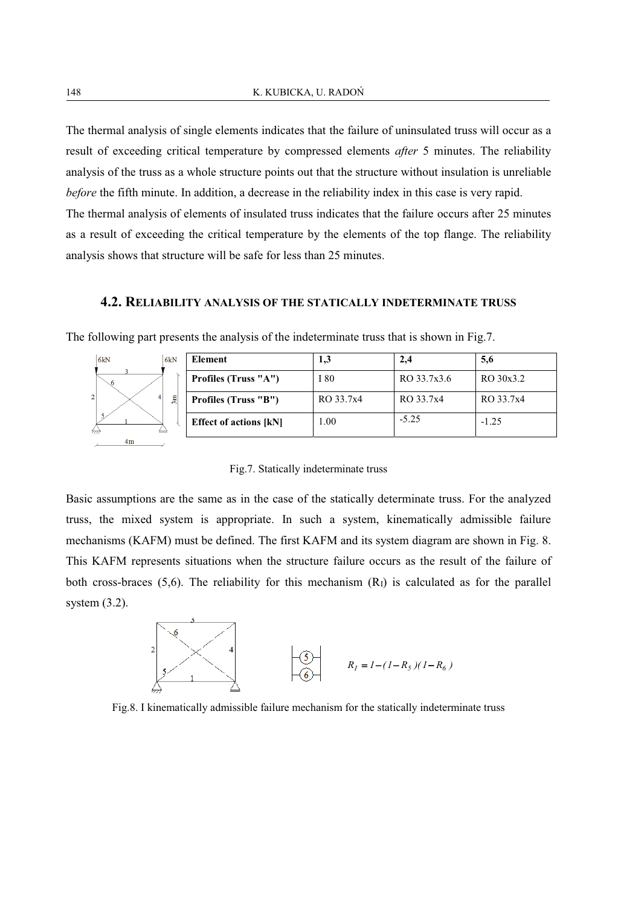The thermal analysis of single elements indicates that the failure of uninsulated truss will occur as a result of exceeding critical temperature by compressed elements *after* 5 minutes. The reliability analysis of the truss as a whole structure points out that the structure without insulation is unreliable *before* the fifth minute. In addition, a decrease in the reliability index in this case is very rapid.
The thermal analysis of elements of insulated truss indicates that the failure occurs after 25 minutes as a result of exceeding the critical temperature by the elements of the top flange. The reliability analysis shows that structure will be safe for less than 25 minutes.

### 4.2. RELIABILITY ANALYSIS OF THE STATICALLY INDETERMINATE TRUSS

The following part presents the analysis of the indeterminate truss that is shown in Fig.7.

| Element | 1,3 | 2,4 | 5,6 |
|---|---|---|---|
| Profiles (Truss "A") | I 80 | RO 33.7x3.6 | RO 30x3.2 |
| Profiles (Truss "B") | RO 33.7x4 | RO 33.7x4 | RO 33.7x4 |
| Effect of actions [kN] | 1.00 | -5.25 | -1.25 |

Fig.7. Statically indeterminate truss

Basic assumptions are the same as in the case of the statically determinate truss. For the analyzed truss, the mixed system is appropriate. In such a system, kinematically admissible failure mechanisms (KAFM) must be defined. The first KAFM and its system diagram are shown in Fig. 8. This KAFM represents situations when the structure failure occurs as the result of the failure of both cross-braces (5,6). The reliability for this mechanism ($R_I$) is calculated as for the parallel system (3.2).

$$R_I = 1-(1-R_5)(1-R_6)$$

Fig.8. I kinematically admissible failure mechanism for the statically indeterminate truss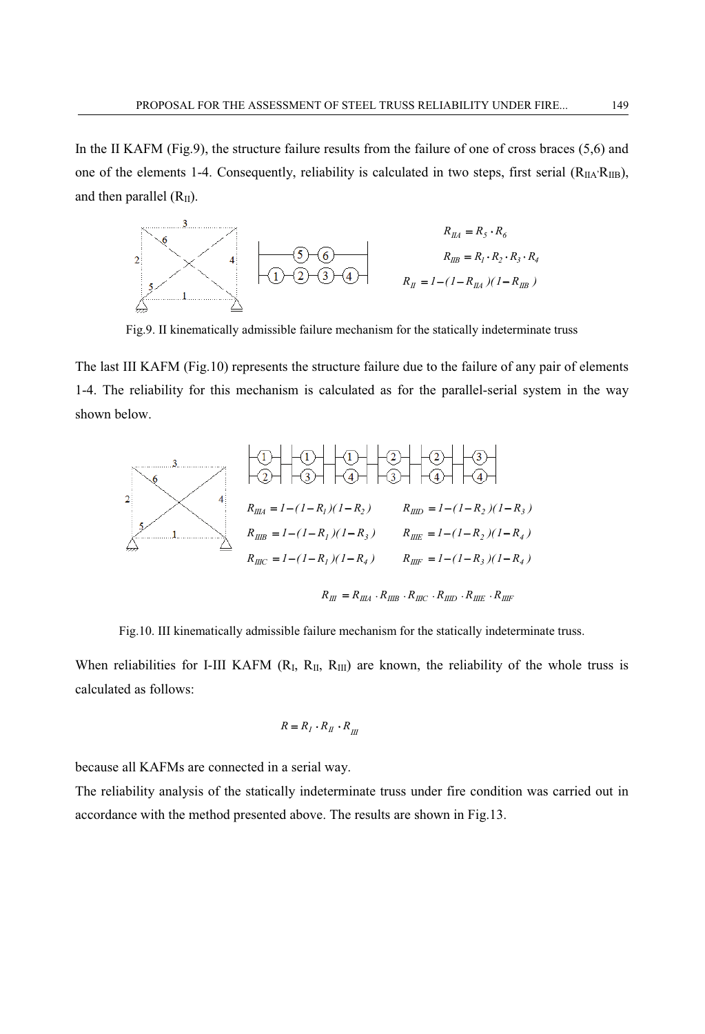In the II KAFM (Fig.9), the structure failure results from the failure of one of cross braces (5,6) and one of the elements 1-4. Consequently, reliability is calculated in two steps, first serial ($R_{IIA} \cdot R_{IIB}$), and then parallel ($R_{II}$).

$$R_{IIA} = R_5 \cdot R_6$$

$$R_{IIB} = R_1 \cdot R_2 \cdot R_3 \cdot R_4$$

$$R_{II} = 1-(1-R_{IIA})(1-R_{IIB})$$

Fig.9. II kinematically admissible failure mechanism for the statically indeterminate truss

The last III KAFM (Fig.10) represents the structure failure due to the failure of any pair of elements 1-4. The reliability for this mechanism is calculated as for the parallel-serial system in the way shown below.

$$R_{IIIA} = 1-(1-R_1)(1-R_2) \qquad R_{IIID} = 1-(1-R_2)(1-R_3)$$

$$R_{IIIB} = 1-(1-R_1)(1-R_3) \qquad R_{IIIE} = 1-(1-R_2)(1-R_4)$$

$$R_{IIIC} = 1-(1-R_1)(1-R_4) \qquad R_{IIIF} = 1-(1-R_3)(1-R_4)$$

$$R_{III} = R_{IIIA} \cdot R_{IIIB} \cdot R_{IIIC} \cdot R_{IIID} \cdot R_{IIIE} \cdot R_{IIIF}$$

Fig.10. III kinematically admissible failure mechanism for the statically indeterminate truss.

When reliabilities for I-III KAFM ($R_I$, $R_{II}$, $R_{III}$) are known, the reliability of the whole truss is calculated as follows:

$$R = R_I \cdot R_{II} \cdot R_{III}$$

because all KAFMs are connected in a serial way.

The reliability analysis of the statically indeterminate truss under fire condition was carried out in accordance with the method presented above. The results are shown in Fig.13.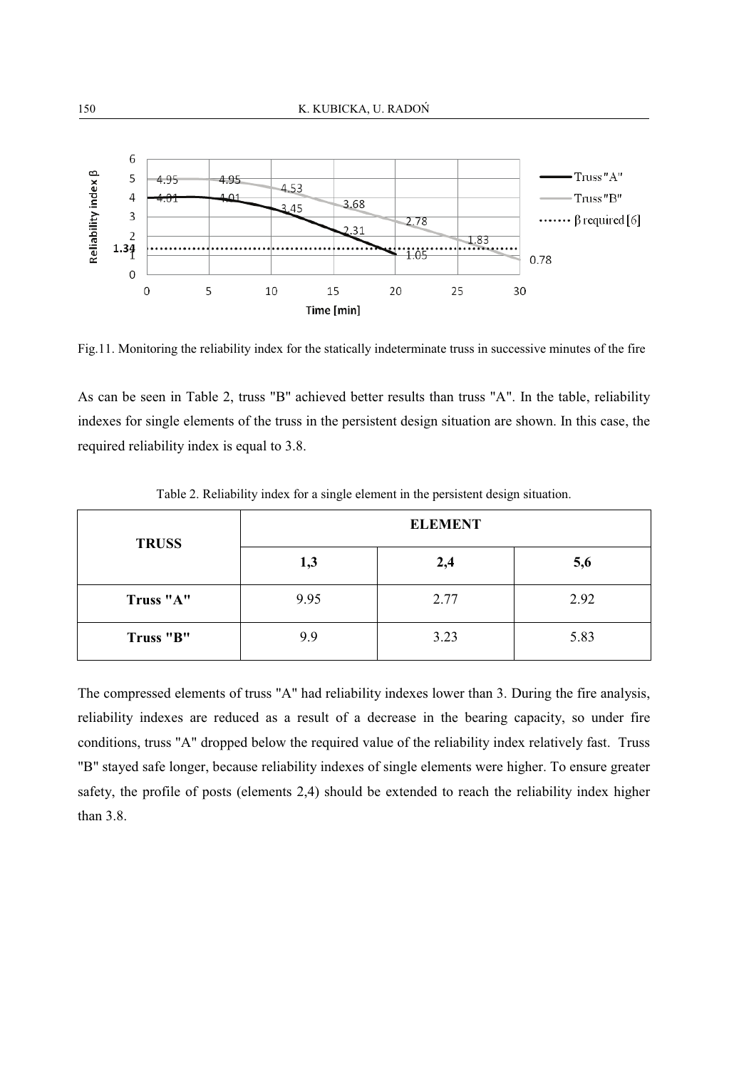Fig.11. Monitoring the reliability index for the statically indeterminate truss in successive minutes of the fire

As can be seen in Table 2, truss "B" achieved better results than truss "A". In the table, reliability indexes for single elements of the truss in the persistent design situation are shown. In this case, the required reliability index is equal to 3.8.

Table 2. Reliability index for a single element in the persistent design situation.

| TRUSS | ELEMENT | | |
|---|---|---|---|
| | 1,3 | 2,4 | 5,6 |
| Truss "A" | 9.95 | 2.77 | 2.92 |
| Truss "B" | 9.9 | 3.23 | 5.83 |

The compressed elements of truss "A" had reliability indexes lower than 3. During the fire analysis, reliability indexes are reduced as a result of a decrease in the bearing capacity, so under fire conditions, truss "A" dropped below the required value of the reliability index relatively fast. Truss "B" stayed safe longer, because reliability indexes of single elements were higher. To ensure greater safety, the profile of posts (elements 2,4) should be extended to reach the reliability index higher than 3.8.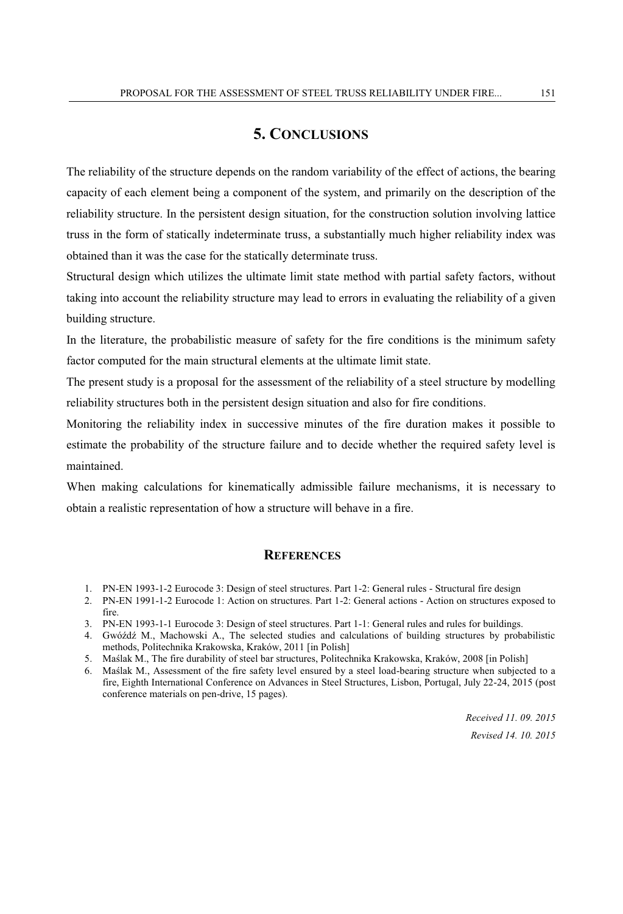## 5. Conclusions

The reliability of the structure depends on the random variability of the effect of actions, the bearing capacity of each element being a component of the system, and primarily on the description of the reliability structure. In the persistent design situation, for the construction solution involving lattice truss in the form of statically indeterminate truss, a substantially much higher reliability index was obtained than it was the case for the statically determinate truss.

Structural design which utilizes the ultimate limit state method with partial safety factors, without taking into account the reliability structure may lead to errors in evaluating the reliability of a given building structure.

In the literature, the probabilistic measure of safety for the fire conditions is the minimum safety factor computed for the main structural elements at the ultimate limit state.

The present study is a proposal for the assessment of the reliability of a steel structure by modelling reliability structures both in the persistent design situation and also for fire conditions.

Monitoring the reliability index in successive minutes of the fire duration makes it possible to estimate the probability of the structure failure and to decide whether the required safety level is maintained.

When making calculations for kinematically admissible failure mechanisms, it is necessary to obtain a realistic representation of how a structure will behave in a fire.

## References

1. PN-EN 1993-1-2 Eurocode 3: Design of steel structures. Part 1-2: General rules - Structural fire design
2. PN-EN 1991-1-2 Eurocode 1: Action on structures. Part 1-2: General actions - Action on structures exposed to fire.
3. PN-EN 1993-1-1 Eurocode 3: Design of steel structures. Part 1-1: General rules and rules for buildings.
4. Gwóźdź M., Machowski A., The selected studies and calculations of building structures by probabilistic methods, Politechnika Krakowska, Kraków, 2011 [in Polish]
5. Maślak M., The fire durability of steel bar structures, Politechnika Krakowska, Kraków, 2008 [in Polish]
6. Maślak M., Assessment of the fire safety level ensured by a steel load-bearing structure when subjected to a fire, Eighth International Conference on Advances in Steel Structures, Lisbon, Portugal, July 22-24, 2015 (post conference materials on pen-drive, 15 pages).

*Received 11. 09. 2015*

*Revised 14. 10. 2015*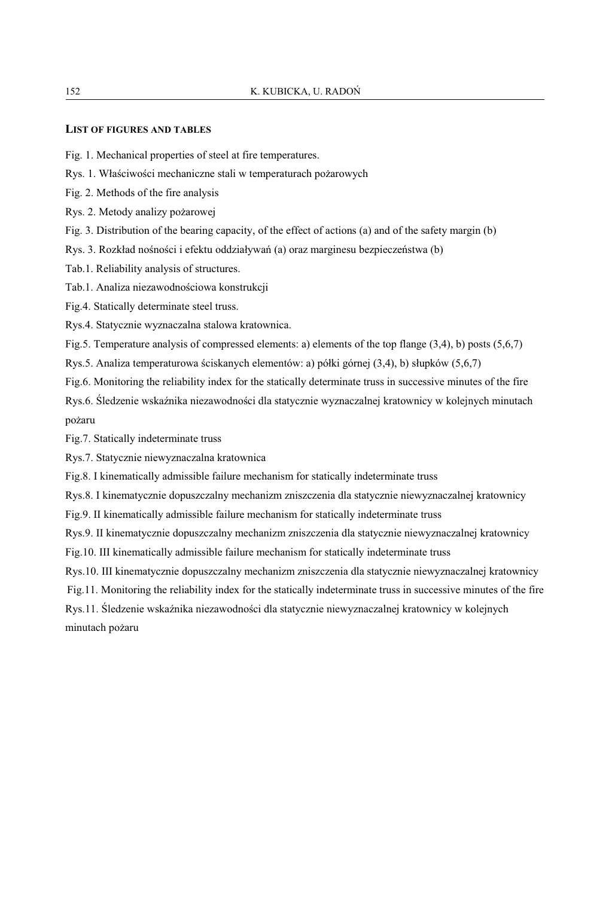## LIST OF FIGURES AND TABLES

Fig. 1. Mechanical properties of steel at fire temperatures.

Rys. 1. Właściwości mechaniczne stali w temperaturach pożarowych

Fig. 2. Methods of the fire analysis

Rys. 2. Metody analizy pożarowej

Fig. 3. Distribution of the bearing capacity, of the effect of actions (a) and of the safety margin (b)

Rys. 3. Rozkład nośności i efektu oddziaływań (a) oraz marginesu bezpieczeństwa (b)

Tab.1. Reliability analysis of structures.

Tab.1. Analiza niezawodnościowa konstrukcji

Fig.4. Statically determinate steel truss.

Rys.4. Statycznie wyznaczalna stalowa kratownica.

Fig.5. Temperature analysis of compressed elements: a) elements of the top flange (3,4), b) posts (5,6,7)

Rys.5. Analiza temperaturowa ściskanych elementów: a) półki górnej (3,4), b) słupków (5,6,7)

Fig.6. Monitoring the reliability index for the statically determinate truss in successive minutes of the fire

Rys.6. Śledzenie wskaźnika niezawodności dla statycznie wyznaczalnej kratownicy w kolejnych minutach pożaru

Fig.7. Statically indeterminate truss

Rys.7. Statycznie niewyznaczalna kratownica

Fig.8. I kinematically admissible failure mechanism for statically indeterminate truss

Rys.8. I kinematycznie dopuszczalny mechanizm zniszczenia dla statycznie niewyznaczalnej kratownicy

Fig.9. II kinematically admissible failure mechanism for statically indeterminate truss

Rys.9. II kinematycznie dopuszczalny mechanizm zniszczenia dla statycznie niewyznaczalnej kratownicy

Fig.10. III kinematically admissible failure mechanism for statically indeterminate truss

Rys.10. III kinematycznie dopuszczalny mechanizm zniszczenia dla statycznie niewyznaczalnej kratownicy

Fig.11. Monitoring the reliability index for the statically indeterminate truss in successive minutes of the fire

Rys.11. Śledzenie wskaźnika niezawodności dla statycznie niewyznaczalnej kratownicy w kolejnych minutach pożaru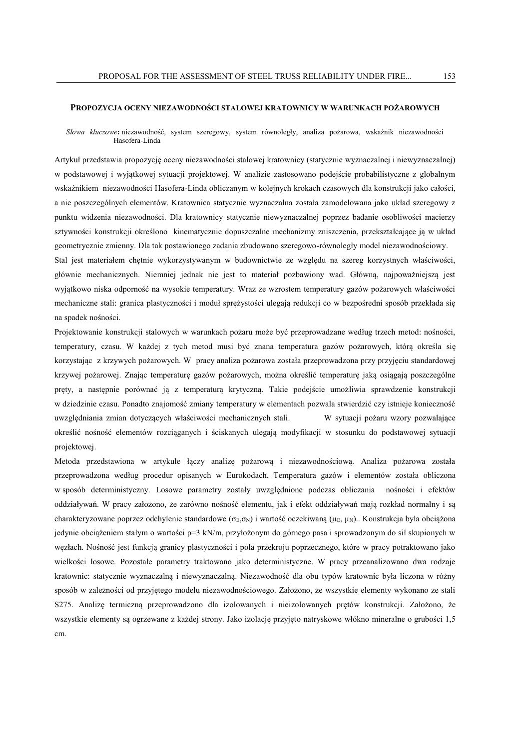## PROPOZYCJA OCENY NIEZAWODNOŚCI STALOWEJ KRATOWNICY W WARUNKACH POŻAROWYCH

*Słowa kluczowe*: niezawodność, system szeregowy, system równoległy, analiza pożarowa, wskaźnik niezawodności Hasofera-Linda

Artykuł przedstawia propozycję oceny niezawodności stalowej kratownicy (statycznie wyznaczalnej i niewyznaczalnej) w podstawowej i wyjątkowej sytuacji projektowej. W analizie zastosowano podejście probabilistyczne z globalnym wskaźnikiem niezawodności Hasofera-Linda obliczanym w kolejnych krokach czasowych dla konstrukcji jako całości, a nie poszczególnych elementów. Kratownica statycznie wyznaczalna została zamodelowana jako układ szeregowy z punktu widzenia niezawodności. Dla kratownicy statycznie niewyznaczalnej poprzez badanie osobliwości macierzy sztywności konstrukcji określono kinematycznie dopuszczalne mechanizmy zniszczenia, przekształcające ją w układ geometrycznie zmienny. Dla tak postawionego zadania zbudowano szeregowo-równoległy model niezawodnościowy.

Stal jest materiałem chętnie wykorzystywanym w budownictwie ze względu na szereg korzystnych właściwości, głównie mechanicznych. Niemniej jednak nie jest to materiał pozbawiony wad. Główną, najpoważniejszą jest wyjątkowo niska odporność na wysokie temperatury. Wraz ze wzrostem temperatury gazów pożarowych właściwości mechaniczne stali: granica plastyczności i moduł sprężystości ulegają redukcji co w bezpośredni sposób przekłada się na spadek nośności.

Projektowanie konstrukcji stalowych w warunkach pożaru może być przeprowadzane według trzech metod: nośności, temperatury, czasu. W każdej z tych metod musi być znana temperatura gazów pożarowych, którą określa się korzystając z krzywych pożarowych. W pracy analiza pożarowa została przeprowadzona przy przyjęciu standardowej krzywej pożarowej. Znając temperaturę gazów pożarowych, można określić temperaturę jaką osiągają poszczególne pręty, a następnie porównać ją z temperaturą krytyczną. Takie podejście umożliwia sprawdzenie konstrukcji w dziedzinie czasu. Ponadto znajomość zmiany temperatury w elementach pozwala stwierdzić czy istnieje konieczność uwzględniania zmian dotyczących właściwości mechanicznych stali. W sytuacji pożaru wzory pozwalające określić nośność elementów rozciąganych i ściskanych ulegają modyfikacji w stosunku do podstawowej sytuacji projektowej.

Metoda przedstawiona w artykule łączy analizę pożarową i niezawodnościową. Analiza pożarowa została przeprowadzona według procedur opisanych w Eurokodach. Temperatura gazów i elementów została obliczona w sposób deterministyczny. Losowe parametry zostały uwzględnione podczas obliczania nośności i efektów oddziaływań. W pracy założono, że zarówno nośność elementu, jak i efekt oddziaływań mają rozkład normalny i są charakteryzowane poprzez odchylenie standardowe ($\sigma_E,\sigma_N$) i wartość oczekiwaną ($\mu_E$, $\mu_N$).. Konstrukcja była obciążona jedynie obciążeniem stałym o wartości p=3 kN/m, przyłożonym do górnego pasa i sprowadzonym do sił skupionych w węzłach. Nośność jest funkcją granicy plastyczności i pola przekroju poprzecznego, które w pracy potraktowano jako wielkości losowe. Pozostałe parametry traktowano jako deterministyczne. W pracy przeanalizowano dwa rodzaje kratownic: statycznie wyznaczalną i niewyznaczalną. Niezawodność dla obu typów kratownic była liczona w różny sposób w zależności od przyjętego modelu niezawodnościowego. Założono, że wszystkie elementy wykonano ze stali S275. Analizę termiczną przeprowadzono dla izolowanych i nieizolowanych prętów konstrukcji. Założono, że wszystkie elementy są ogrzewane z każdej strony. Jako izolację przyjęto natryskowe włókno mineralne o grubości 1,5 cm.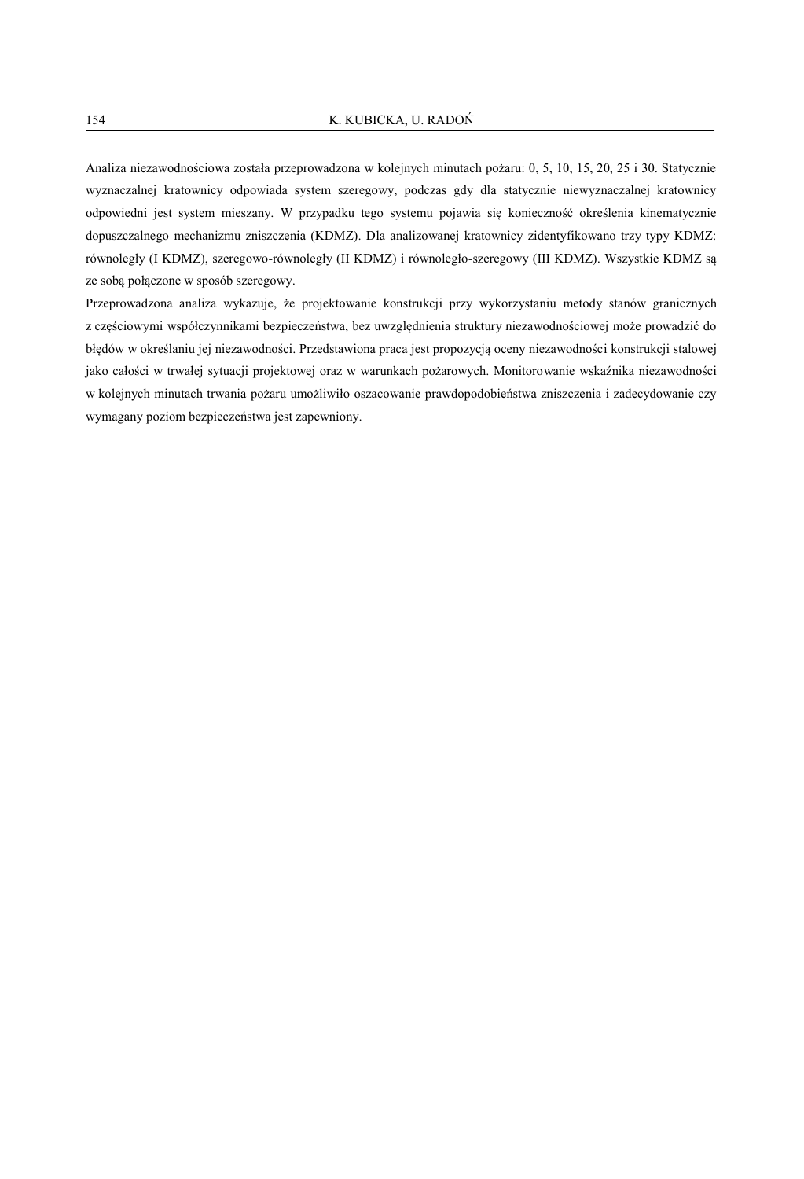Analiza niezawodnościowa została przeprowadzona w kolejnych minutach pożaru: 0, 5, 10, 15, 20, 25 i 30. Statycznie wyznaczalnej kratownicy odpowiada system szeregowy, podczas gdy dla statycznie niewyznaczalnej kratownicy odpowiedni jest system mieszany. W przypadku tego systemu pojawia się konieczność określenia kinematycznie dopuszczalnego mechanizmu zniszczenia (KDMZ). Dla analizowanej kratownicy zidentyfikowano trzy typy KDMZ: równoległy (I KDMZ), szeregowo-równoległy (II KDMZ) i równoległo-szeregowy (III KDMZ). Wszystkie KDMZ są ze sobą połączone w sposób szeregowy.

Przeprowadzona analiza wykazuje, że projektowanie konstrukcji przy wykorzystaniu metody stanów granicznych z częściowymi współczynnikami bezpieczeństwa, bez uwzględnienia struktury niezawodnościowej może prowadzić do błędów w określaniu jej niezawodności. Przedstawiona praca jest propozycją oceny niezawodności konstrukcji stalowej jako całości w trwałej sytuacji projektowej oraz w warunkach pożarowych. Monitorowanie wskaźnika niezawodności w kolejnych minutach trwania pożaru umożliwiło oszacowanie prawdopodobieństwa zniszczenia i zadecydowanie czy wymagany poziom bezpieczeństwa jest zapewniony.